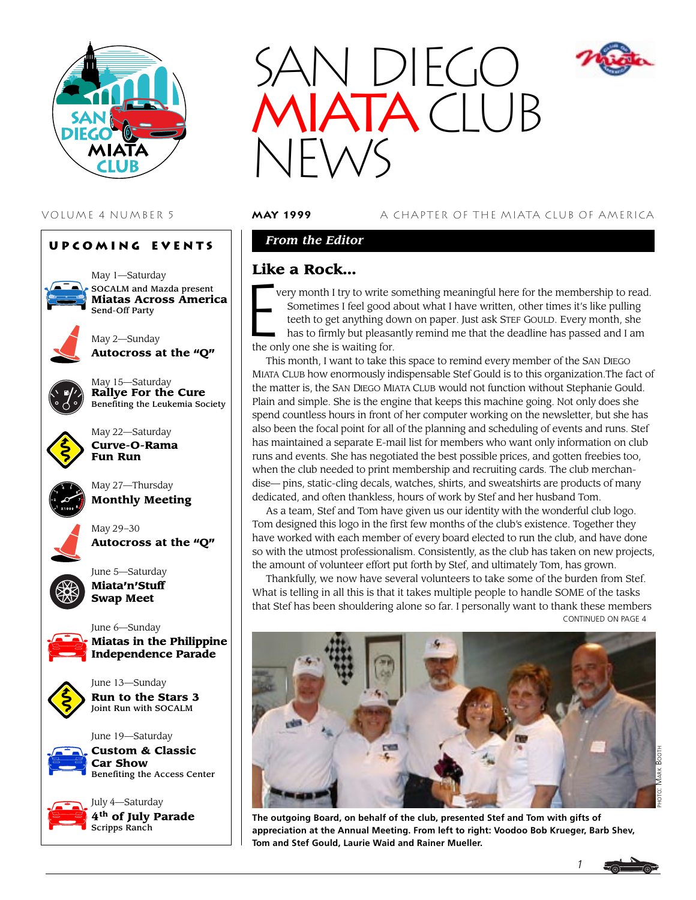# SAN DIEGO MIATA CLUB NEWS

VOLUME 4 NUMBER 5 — **MAY 1999** — A CHAPTER OF THE MIATA CLUB OF AMERICA

## UPCOMING EVENTS

May 1—Saturday
SOCALM and Mazda present
**Miatas Across America**
Send-Off Party

May 2—Sunday
**Autocross at the "Q"**

May 15—Saturday
**Rallye For the Cure**
Benefiting the Leukemia Society

May 22—Saturday
**Curve-O-Rama Fun Run**

May 27—Thursday
**Monthly Meeting**

May 29–30
**Autocross at the "Q"**

June 5—Saturday
**Miata'n'Stuff Swap Meet**

June 6—Sunday
**Miatas in the Philippine Independence Parade**

June 13—Sunday
**Run to the Stars 3**
Joint Run with SOCALM

June 19—Saturday
**Custom & Classic Car Show**
Benefiting the Access Center

July 4—Saturday
**4th of July Parade**
Scripps Ranch

## *From the Editor*

### Like a Rock...

Every month I try to write something meaningful here for the membership to read. Sometimes I feel good about what I have written, other times it's like pulling teeth to get anything down on paper. Just ask STEF GOULD. Every month, she has to firmly but pleasantly remind me that the deadline has passed and I am the only one she is waiting for.

This month, I want to take this space to remind every member of the SAN DIEGO MIATA CLUB how enormously indispensable Stef Gould is to this organization.The fact of the matter is, the SAN DIEGO MIATA CLUB would not function without Stephanie Gould. Plain and simple. She is the engine that keeps this machine going. Not only does she spend countless hours in front of her computer working on the newsletter, but she has also been the focal point for all of the planning and scheduling of events and runs. Stef has maintained a separate E-mail list for members who want only information on club runs and events. She has negotiated the best possible prices, and gotten freebies too, when the club needed to print membership and recruiting cards. The club merchandise— pins, static-cling decals, watches, shirts, and sweatshirts are products of many dedicated, and often thankless, hours of work by Stef and her husband Tom.

As a team, Stef and Tom have given us our identity with the wonderful club logo. Tom designed this logo in the first few months of the club's existence. Together they have worked with each member of every board elected to run the club, and have done so with the utmost professionalism. Consistently, as the club has taken on new projects, the amount of volunteer effort put forth by Stef, and ultimately Tom, has grown.

Thankfully, we now have several volunteers to take some of the burden from Stef. What is telling in all this is that it takes multiple people to handle SOME of the tasks that Stef has been shouldering alone so far. I personally want to thank these members

CONTINUED ON PAGE 4

PHOTO: MARK BOOTH

**The outgoing Board, on behalf of the club, presented Stef and Tom with gifts of appreciation at the Annual Meeting. From left to right: Voodoo Bob Krueger, Barb Shev, Tom and Stef Gould, Laurie Waid and Rainer Mueller.**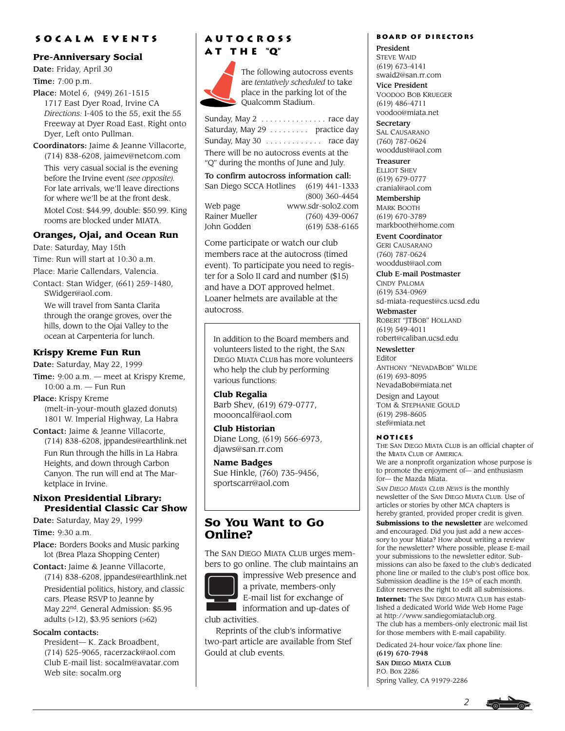## SOCALM EVENTS

### Pre-Anniversary Social

**Date:** Friday, April 30

**Time:** 7:00 p.m.

**Place:** Motel 6, (949) 261-1515
1717 East Dyer Road, Irvine CA
*Directions:* I-405 to the 55, exit the 55 Freeway at Dyer Road East. Right onto Dyer, Left onto Pullman.

**Coordinators:** Jaime & Jeanne Villacorte, (714) 838-6208, jaimev@netcom.com

This very casual social is the evening before the Irvine event *(see opposite).* For late arrivals, we'll leave directions for where we'll be at the front desk.

Motel Cost: $44.99, double: $50.99. King rooms are blocked under MIATA.

### Oranges, Ojai, and Ocean Run

Date: Saturday, May 15th

Time: Run will start at 10:30 a.m.

Place: Marie Callendars, Valencia.

Contact: Stan Widger, (661) 259-1480, SWidger@aol.com.

We will travel from Santa Clarita through the orange groves, over the hills, down to the Ojai Valley to the ocean at Carpenteria for lunch.

### Krispy Kreme Fun Run

**Date:** Saturday, May 22, 1999

**Time:** 9:00 a.m. — meet at Krispy Kreme, 10:00 a.m. — Fun Run

**Place:** Krispy Kreme
(melt-in-your-mouth glazed donuts)
1801 W. Imperial Highway, La Habra

**Contact:** Jaime & Jeanne Villacorte, (714) 838-6208, jppandes@earthlink.net

Fun Run through the hills in La Habra Heights, and down through Carbon Canyon. The run will end at The Marketplace in Irvine.

### Nixon Presidential Library: Presidential Classic Car Show

**Date:** Saturday, May 29, 1999

**Time:** 9:30 a.m.

**Place:** Borders Books and Music parking lot (Brea Plaza Shopping Center)

**Contact:** Jaime & Jeanne Villacorte, (714) 838-6208, jppandes@earthlink.net

Presidential politics, history, and classic cars. Please RSVP to Jeanne by May 22nd. General Admission: $5.95 adults (>12), $3.95 seniors (>62)

**Socalm contacts:**

President— K. Zack Broadbent, (714) 525-9065, racerzack@aol.com
Club E-mail list: socalm@avatar.com
Web site: socalm.org

## AUTOCROSS AT THE "Q"

The following autocross events are *tentatively scheduled* to take place in the parking lot of the Qualcomm Stadium.

| | |
|---|---|
| Sunday, May 2 | race day |
| Saturday, May 29 | practice day |
| Sunday, May 30 | race day |

There will be no autocross events at the "Q" during the months of June and July.

**To confirm autocross information call:**

| | |
|---|---|
| San Diego SCCA Hotlines | (619) 441-1333 |
| | (800) 360-4454 |
| Web page | www.sdr-solo2.com |
| Rainer Mueller | (760) 439-0067 |
| John Godden | (619) 538-6165 |

Come participate or watch our club members race at the autocross (timed event). To participate you need to register for a Solo II card and number ($15) and have a DOT approved helmet. Loaner helmets are available at the autocross.

---

In addition to the Board members and volunteers listed to the right, the San Diego Miata Club has more volunteers who help the club by performing various functions:

**Club Regalia**
Barb Shev, (619) 679-0777, moooncalf@aol.com

**Club Historian**
Diane Long, (619) 566-6973, djaws@san.rr.com

**Name Badges**
Sue Hinkle, (760) 735-9456, sportscarr@aol.com

---

## So You Want to Go Online?

The San Diego Miata Club urges members to go online. The club maintains an impressive Web presence and a private, members-only E-mail list for exchange of information and up-dates of club activities.

Reprints of the club's informative two-part article are available from Stef Gould at club events.

## BOARD OF DIRECTORS

**President**
Steve Waid
(619) 673-4141
swaid2@san.rr.com

**Vice President**
Voodoo Bob Krueger
(619) 486-4711
voodoo@miata.net

**Secretary**
Sal Causarano
(760) 787-0624
wooddust@aol.com

**Treasurer**
Elliot Shev
(619) 679-0777
cranial@aol.com

**Membership**
Mark Booth
(619) 670-3789
markbooth@home.com

**Event Coordinator**
Geri Causarano
(760) 787-0624
wooddust@aol.com

**Club E-mail Postmaster**
Cindy Paloma
(619) 534-0969
sd-miata-request@cs.ucsd.edu

**Webmaster**
Robert "JTBob" Holland
(619) 549-4011
robert@caliban.ucsd.edu

**Newsletter**
Editor
Anthony "NevadaBob" Wilde
(619) 693-8095
NevadaBob@miata.net

Design and Layout
Tom & Stephanie Gould
(619) 298-8605
stef@miata.net

## NOTICES

The San Diego Miata Club is an official chapter of the Miata Club of America.

We are a nonprofit organization whose purpose is to promote the enjoyment of— and enthusiasm for— the Mazda Miata.

*San Diego Miata Club News* is the monthly newsletter of the San Diego Miata Club. Use of articles or stories by other MCA chapters is hereby granted, provided proper credit is given.

**Submissions to the newsletter** are welcomed and encouraged. Did you just add a new accessory to your Miata? How about writing a review for the newsletter? Where possible, please E-mail your submissions to the newsletter editor. Submissions can also be faxed to the club's dedicated phone line or mailed to the club's post office box. Submission deadline is the 15th of each month. Editor reserves the right to edit all submissions.

**Internet:** The San Diego Miata Club has established a dedicated World Wide Web Home Page at http://www.sandiegomiataclub.org.
The club has a members-only electronic mail list for those members with E-mail capability.

Dedicated 24-hour voice/fax phone line:
**(619) 670-7948**

**San Diego Miata Club**
P.O. Box 2286
Spring Valley, CA 91979-2286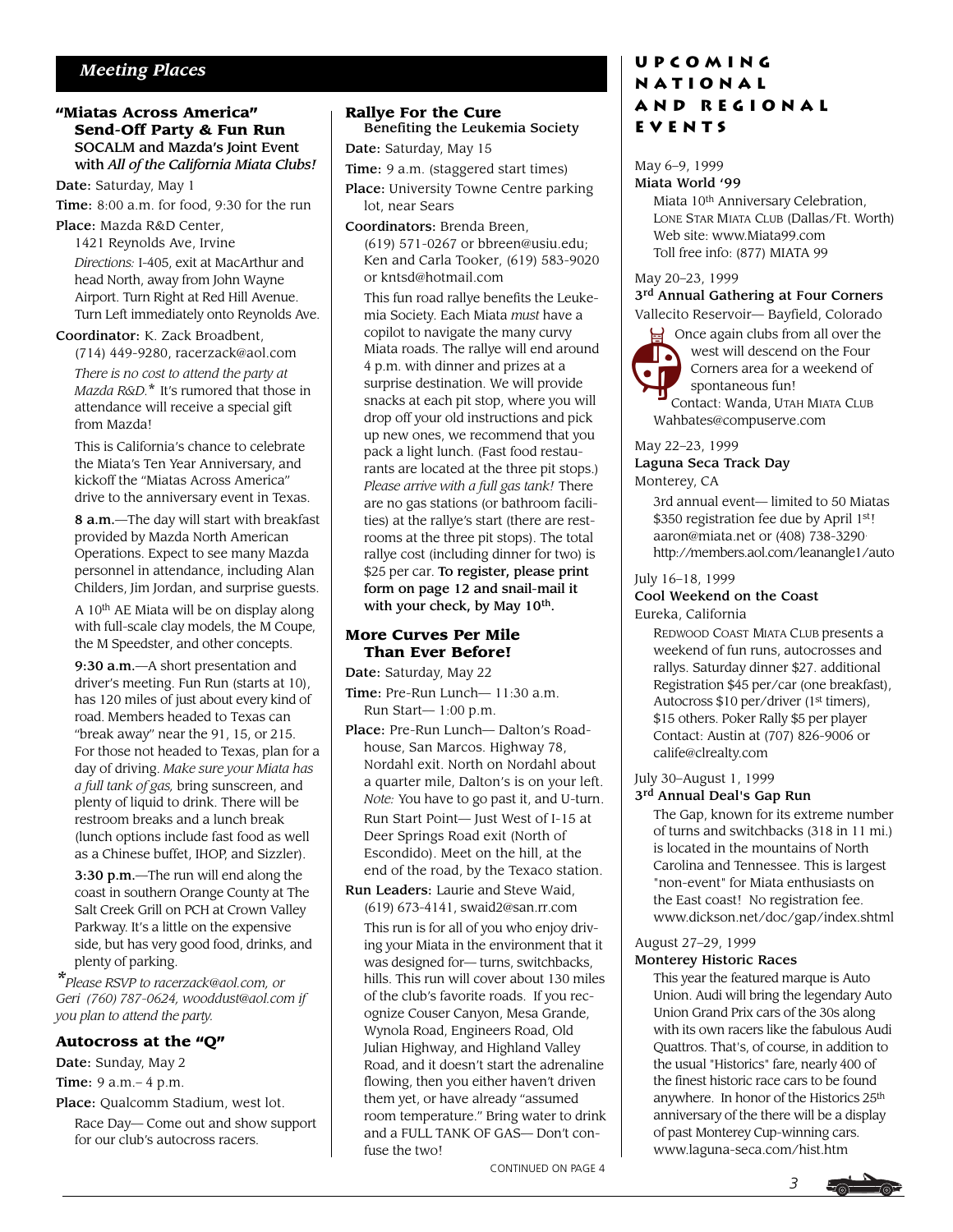## Meeting Places

### "Miatas Across America" Send-Off Party & Fun Run

**SOCALM and Mazda's Joint Event with *All of the California Miata Clubs!***

**Date:** Saturday, May 1

**Time:** 8:00 a.m. for food, 9:30 for the run

**Place:** Mazda R&D Center, 1421 Reynolds Ave, Irvine

*Directions:* I-405, exit at MacArthur and head North, away from John Wayne Airport. Turn Right at Red Hill Avenue. Turn Left immediately onto Reynolds Ave.

**Coordinator:** K. Zack Broadbent, (714) 449-9280, racerzack@aol.com

*There is no cost to attend the party at Mazda R&D.** It's rumored that those in attendance will receive a special gift from Mazda!

This is California's chance to celebrate the Miata's Ten Year Anniversary, and kickoff the "Miatas Across America" drive to the anniversary event in Texas.

**8 a.m.**—The day will start with breakfast provided by Mazda North American Operations. Expect to see many Mazda personnel in attendance, including Alan Childers, Jim Jordan, and surprise guests.

A 10th AE Miata will be on display along with full-scale clay models, the M Coupe, the M Speedster, and other concepts.

**9:30 a.m.**—A short presentation and driver's meeting. Fun Run (starts at 10), has 120 miles of just about every kind of road. Members headed to Texas can "break away" near the 91, 15, or 215. For those not headed to Texas, plan for a day of driving. *Make sure your Miata has a full tank of gas,* bring sunscreen, and plenty of liquid to drink. There will be restroom breaks and a lunch break (lunch options include fast food as well as a Chinese buffet, IHOP, and Sizzler).

**3:30 p.m.**—The run will end along the coast in southern Orange County at The Salt Creek Grill on PCH at Crown Valley Parkway. It's a little on the expensive side, but has very good food, drinks, and plenty of parking.

**Please RSVP to racerzack@aol.com, or Geri (760) 787-0624, wooddust@aol.com if you plan to attend the party.*

### Autocross at the "Q"

**Date:** Sunday, May 2

**Time:** 9 a.m.– 4 p.m.

**Place:** Qualcomm Stadium, west lot.

Race Day— Come out and show support for our club's autocross racers.

### Rallye For the Cure

**Benefiting the Leukemia Society**

**Date:** Saturday, May 15

**Time:** 9 a.m. (staggered start times)

**Place:** University Towne Centre parking lot, near Sears

**Coordinators:** Brenda Breen, (619) 571-0267 or bbreen@usiu.edu; Ken and Carla Tooker, (619) 583-9020 or kntsd@hotmail.com

This fun road rallye benefits the Leukemia Society. Each Miata *must* have a copilot to navigate the many curvy Miata roads. The rallye will end around 4 p.m. with dinner and prizes at a surprise destination. We will provide snacks at each pit stop, where you will drop off your old instructions and pick up new ones, we recommend that you pack a light lunch. (Fast food restaurants are located at the three pit stops.) *Please arrive with a full gas tank!* There are no gas stations (or bathroom facilities) at the rallye's start (there are restrooms at the three pit stops). The total rallye cost (including dinner for two) is $25 per car. **To register, please print form on page 12 and snail-mail it with your check, by May 10th.**

### More Curves Per Mile Than Ever Before!

**Date:** Saturday, May 22

**Time:** Pre-Run Lunch— 11:30 a.m. Run Start— 1:00 p.m.

**Place:** Pre-Run Lunch— Dalton's Roadhouse, San Marcos. Highway 78, Nordahl exit. North on Nordahl about a quarter mile, Dalton's is on your left. *Note:* You have to go past it, and U-turn.

Run Start Point— Just West of I-15 at Deer Springs Road exit (North of Escondido). Meet on the hill, at the end of the road, by the Texaco station.

**Run Leaders:** Laurie and Steve Waid, (619) 673-4141, swaid2@san.rr.com

This run is for all of you who enjoy driving your Miata in the environment that it was designed for— turns, switchbacks, hills. This run will cover about 130 miles of the club's favorite roads. If you recognize Couser Canyon, Mesa Grande, Wynola Road, Engineers Road, Old Julian Highway, and Highland Valley Road, and it doesn't start the adrenaline flowing, then you either haven't driven them yet, or have already "assumed room temperature." Bring water to drink and a FULL TANK OF GAS— Don't confuse the two!

CONTINUED ON PAGE 4

## Upcoming National and Regional Events

May 6–9, 1999
**Miata World '99**
Miata 10th Anniversary Celebration, Lone Star Miata Club (Dallas/Ft. Worth)
Web site: www.Miata99.com
Toll free info: (877) MIATA 99

May 20–23, 1999
**3rd Annual Gathering at Four Corners**
Vallecito Reservoir— Bayfield, Colorado
Once again clubs from all over the west will descend on the Four Corners area for a weekend of spontaneous fun!
Contact: Wanda, Utah Miata Club
Wahbates@compuserve.com

May 22–23, 1999
**Laguna Seca Track Day**
Monterey, CA
3rd annual event— limited to 50 Miatas
$350 registration fee due by April 1st!
aaron@miata.net or (408) 738-3290
http://members.aol.com/leanangle1/auto

July 16–18, 1999
**Cool Weekend on the Coast**
Eureka, California
Redwood Coast Miata Club presents a weekend of fun runs, autocrosses and rallys. Saturday dinner $27. additional Registration $45 per/car (one breakfast), Autocross $10 per/driver (1st timers), $15 others. Poker Rally $5 per player
Contact: Austin at (707) 826-9006 or calife@clrealty.com

July 30–August 1, 1999
**3rd Annual Deal's Gap Run**
The Gap, known for its extreme number of turns and switchbacks (318 in 11 mi.) is located in the mountains of North Carolina and Tennessee. This is largest "non-event" for Miata enthusiasts on the East coast! No registration fee.
www.dickson.net/doc/gap/index.shtml

August 27–29, 1999
**Monterey Historic Races**
This year the featured marque is Auto Union. Audi will bring the legendary Auto Union Grand Prix cars of the 30s along with its own racers like the fabulous Audi Quattros. That's, of course, in addition to the usual "Historics" fare, nearly 400 of the finest historic race cars to be found anywhere. In honor of the Historics 25th anniversary of the there will be a display of past Monterey Cup-winning cars.
www.laguna-seca.com/hist.htm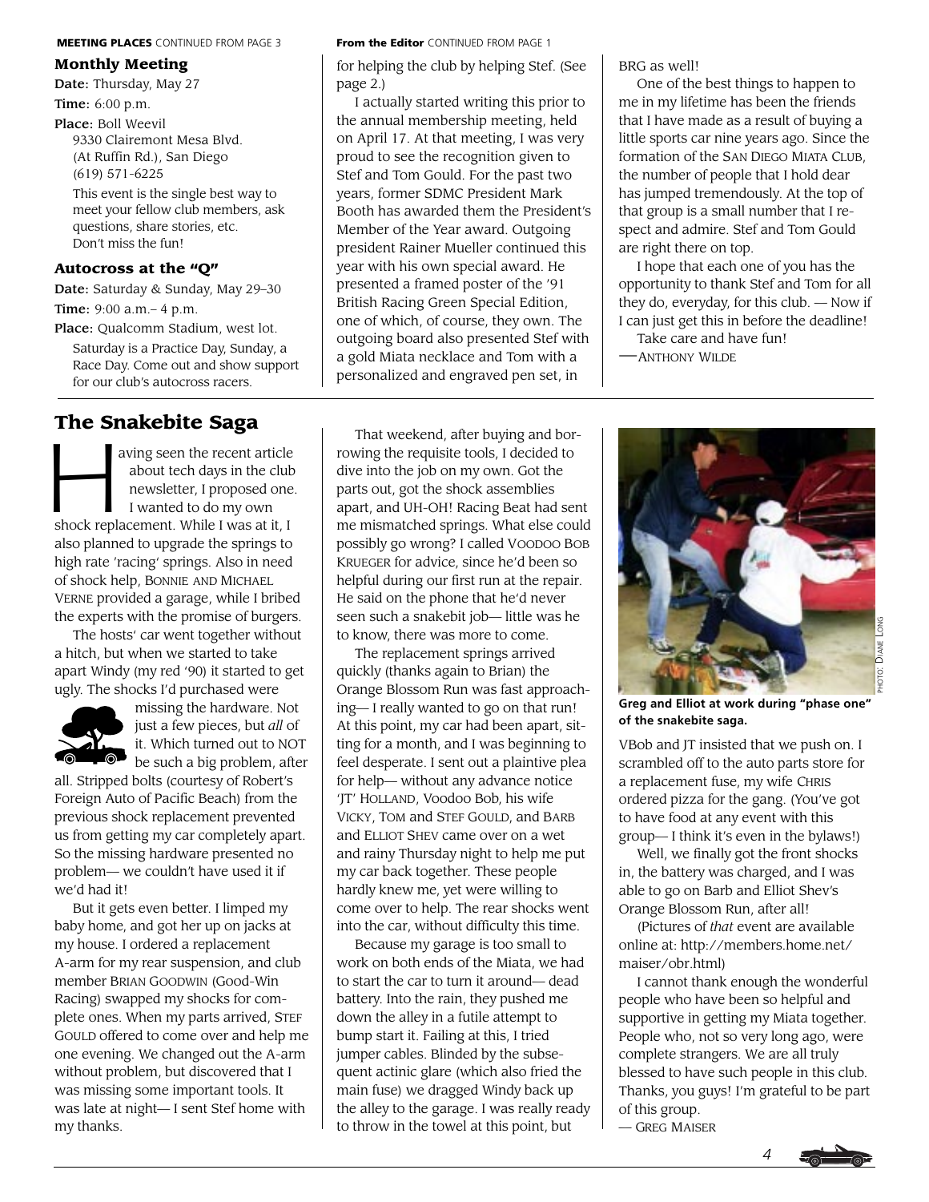**MEETING PLACES** CONTINUED FROM PAGE 3

### Monthly Meeting

**Date:** Thursday, May 27

**Time:** 6:00 p.m.

**Place:** Boll Weevil
9330 Clairemont Mesa Blvd.
(At Ruffin Rd.), San Diego
(619) 571-6225

This event is the single best way to meet your fellow club members, ask questions, share stories, etc. Don't miss the fun!

### Autocross at the "Q"

**Date:** Saturday & Sunday, May 29–30

**Time:** 9:00 a.m.– 4 p.m.

**Place:** Qualcomm Stadium, west lot.

Saturday is a Practice Day, Sunday, a Race Day. Come out and show support for our club's autocross racers.

**From the Editor** CONTINUED FROM PAGE 1

for helping the club by helping Stef. (See page 2.)

I actually started writing this prior to the annual membership meeting, held on April 17. At that meeting, I was very proud to see the recognition given to Stef and Tom Gould. For the past two years, former SDMC President Mark Booth has awarded them the President's Member of the Year award. Outgoing president Rainer Mueller continued this year with his own special award. He presented a framed poster of the '91 British Racing Green Special Edition, one of which, of course, they own. The outgoing board also presented Stef with a gold Miata necklace and Tom with a personalized and engraved pen set, in BRG as well!

One of the best things to happen to me in my lifetime has been the friends that I have made as a result of buying a little sports car nine years ago. Since the formation of the SAN DIEGO MIATA CLUB, the number of people that I hold dear has jumped tremendously. At the top of that group is a small number that I respect and admire. Stef and Tom Gould are right there on top.

I hope that each one of you has the opportunity to thank Stef and Tom for all they do, everyday, for this club. — Now if I can just get this in before the deadline!

Take care and have fun!

—ANTHONY WILDE

## The Snakebite Saga

Having seen the recent article about tech days in the club newsletter, I proposed one. I wanted to do my own shock replacement. While I was at it, I also planned to upgrade the springs to high rate 'racing' springs. Also in need of shock help, BONNIE AND MICHAEL VERNE provided a garage, while I bribed the experts with the promise of burgers.

The hosts' car went together without a hitch, but when we started to take apart Windy (my red '90) it started to get ugly. The shocks I'd purchased were missing the hardware. Not just a few pieces, but *all* of it. Which turned out to NOT be such a big problem, after all. Stripped bolts (courtesy of Robert's Foreign Auto of Pacific Beach) from the previous shock replacement prevented us from getting my car completely apart. So the missing hardware presented no problem— we couldn't have used it if we'd had it!

But it gets even better. I limped my baby home, and got her up on jacks at my house. I ordered a replacement A-arm for my rear suspension, and club member BRIAN GOODWIN (Good-Win Racing) swapped my shocks for complete ones. When my parts arrived, STEF GOULD offered to come over and help me one evening. We changed out the A-arm without problem, but discovered that I was missing some important tools. It was late at night— I sent Stef home with my thanks.

That weekend, after buying and borrowing the requisite tools, I decided to dive into the job on my own. Got the parts out, got the shock assemblies apart, and UH-OH! Racing Beat had sent me mismatched springs. What else could possibly go wrong? I called VOODOO BOB KRUEGER for advice, since he'd been so helpful during our first run at the repair. He said on the phone that he'd never seen such a snakebit job— little was he to know, there was more to come.

The replacement springs arrived quickly (thanks again to Brian) the Orange Blossom Run was fast approaching— I really wanted to go on that run! At this point, my car had been apart, sitting for a month, and I was beginning to feel desperate. I sent out a plaintive plea for help— without any advance notice 'JT' HOLLAND, Voodoo Bob, his wife VICKY, TOM and STEF GOULD, and BARB and ELLIOT SHEV came over on a wet and rainy Thursday night to help me put my car back together. These people hardly knew me, yet were willing to come over to help. The rear shocks went into the car, without difficulty this time.

Because my garage is too small to work on both ends of the Miata, we had to start the car to turn it around— dead battery. Into the rain, they pushed me down the alley in a futile attempt to bump start it. Failing at this, I tried jumper cables. Blinded by the subsequent actinic glare (which also fried the main fuse) we dragged Windy back up the alley to the garage. I was really ready to throw in the towel at this point, but VBob and JT insisted that we push on. I scrambled off to the auto parts store for a replacement fuse, my wife CHRIS ordered pizza for the gang. (You've got to have food at any event with this group— I think it's even in the bylaws!)

PHOTO: DIANE LONG

**Greg and Elliot at work during "phase one" of the snakebite saga.**

Well, we finally got the front shocks in, the battery was charged, and I was able to go on Barb and Elliot Shev's Orange Blossom Run, after all!

(Pictures of *that* event are available online at: http://members.home.net/maiser/obr.html)

I cannot thank enough the wonderful people who have been so helpful and supportive in getting my Miata together. People who, not so very long ago, were complete strangers. We are all truly blessed to have such people in this club. Thanks, you guys! I'm grateful to be part of this group.

— GREG MAISER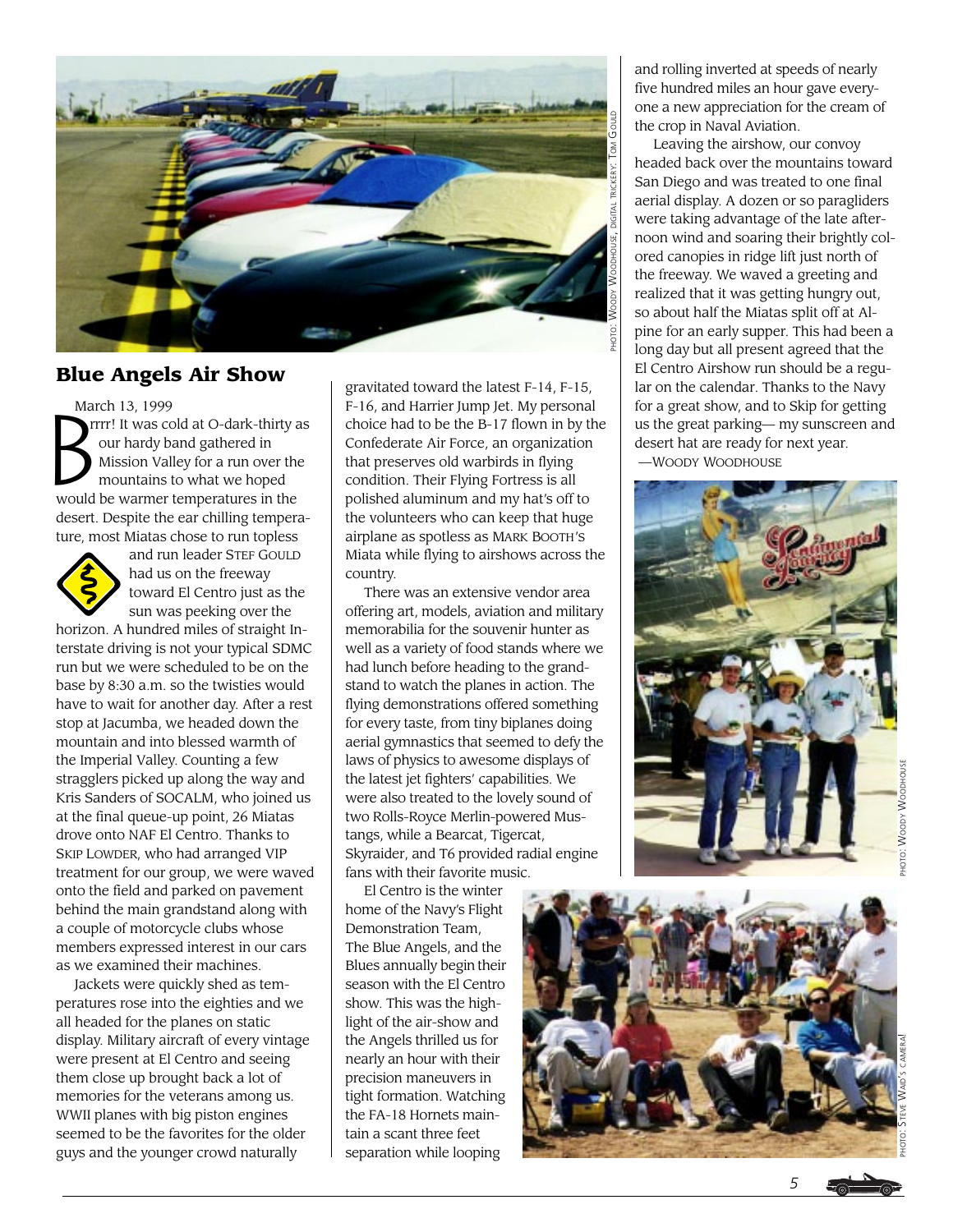PHOTO: WOODY WOODHOUSE, DIGITAL TRICKERY: TOM GOULD

## Blue Angels Air Show

March 13, 1999

Brrrr! It was cold at O-dark-thirty as our hardy band gathered in Mission Valley for a run over the mountains to what we hoped would be warmer temperatures in the desert. Despite the ear chilling temperature, most Miatas chose to run topless and run leader STEF GOULD had us on the freeway toward El Centro just as the sun was peeking over the horizon. A hundred miles of straight Interstate driving is not your typical SDMC run but we were scheduled to be on the base by 8:30 a.m. so the twisties would have to wait for another day. After a rest stop at Jacumba, we headed down the mountain and into blessed warmth of the Imperial Valley. Counting a few stragglers picked up along the way and Kris Sanders of SOCALM, who joined us at the final queue-up point, 26 Miatas drove onto NAF El Centro. Thanks to SKIP LOWDER, who had arranged VIP treatment for our group, we were waved onto the field and parked on pavement behind the main grandstand along with a couple of motorcycle clubs whose members expressed interest in our cars as we examined their machines.

Jackets were quickly shed as temperatures rose into the eighties and we all headed for the planes on static display. Military aircraft of every vintage were present at El Centro and seeing them close up brought back a lot of memories for the veterans among us. WWII planes with big piston engines seemed to be the favorites for the older guys and the younger crowd naturally gravitated toward the latest F-14, F-15, F-16, and Harrier Jump Jet. My personal choice had to be the B-17 flown in by the Confederate Air Force, an organization that preserves old warbirds in flying condition. Their Flying Fortress is all polished aluminum and my hat's off to the volunteers who can keep that huge airplane as spotless as MARK BOOTH'S Miata while flying to airshows across the country.

There was an extensive vendor area offering art, models, aviation and military memorabilia for the souvenir hunter as well as a variety of food stands where we had lunch before heading to the grandstand to watch the planes in action. The flying demonstrations offered something for every taste, from tiny biplanes doing aerial gymnastics that seemed to defy the laws of physics to awesome displays of the latest jet fighters' capabilities. We were also treated to the lovely sound of two Rolls-Royce Merlin-powered Mustangs, while a Bearcat, Tigercat, Skyraider, and T6 provided radial engine fans with their favorite music.

El Centro is the winter home of the Navy's Flight Demonstration Team, The Blue Angels, and the Blues annually begin their season with the El Centro show. This was the highlight of the air-show and the Angels thrilled us for nearly an hour with their precision maneuvers in tight formation. Watching the FA-18 Hornets maintain a scant three feet separation while looping and rolling inverted at speeds of nearly five hundred miles an hour gave everyone a new appreciation for the cream of the crop in Naval Aviation.

Leaving the airshow, our convoy headed back over the mountains toward San Diego and was treated to one final aerial display. A dozen or so paragliders were taking advantage of the late afternoon wind and soaring their brightly colored canopies in ridge lift just north of the freeway. We waved a greeting and realized that it was getting hungry out, so about half the Miatas split off at Alpine for an early supper. This had been a long day but all present agreed that the El Centro Airshow run should be a regular on the calendar. Thanks to the Navy for a great show, and to Skip for getting us the great parking— my sunscreen and desert hat are ready for next year.

—WOODY WOODHOUSE

PHOTO: WOODY WOODHOUSE

PHOTO: STEVE WAID'S CAMERA!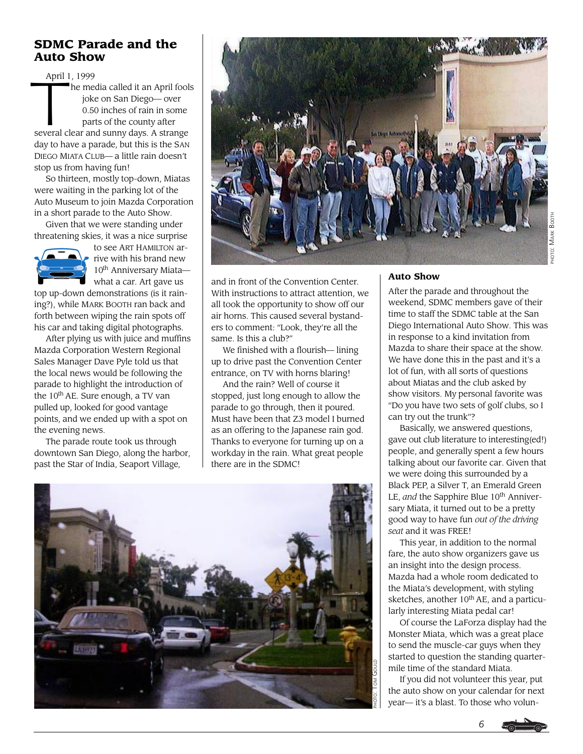## SDMC Parade and the Auto Show

April 1, 1999

The media called it an April fools joke on San Diego— over 0.50 inches of rain in some parts of the county after several clear and sunny days. A strange day to have a parade, but this is the SAN DIEGO MIATA CLUB— a little rain doesn't stop us from having fun!

So thirteen, mostly top-down, Miatas were waiting in the parking lot of the Auto Museum to join Mazda Corporation in a short parade to the Auto Show.

Given that we were standing under threatening skies, it was a nice surprise to see ART HAMILTON arrive with his brand new 10th Anniversary Miata— what a car. Art gave us top up-down demonstrations (is it raining?), while MARK BOOTH ran back and forth between wiping the rain spots off his car and taking digital photographs.

After plying us with juice and muffins Mazda Corporation Western Regional Sales Manager Dave Pyle told us that the local news would be following the parade to highlight the introduction of the 10th AE. Sure enough, a TV van pulled up, looked for good vantage points, and we ended up with a spot on the evening news.

The parade route took us through downtown San Diego, along the harbor, past the Star of India, Seaport Village, and in front of the Convention Center. With instructions to attract attention, we all took the opportunity to show off our air horns. This caused several bystanders to comment: "Look, they're all the same. Is this a club?"

We finished with a flourish— lining up to drive past the Convention Center entrance, on TV with horns blaring!

And the rain? Well of course it stopped, just long enough to allow the parade to go through, then it poured. Must have been that Z3 model I burned as an offering to the Japanese rain god. Thanks to everyone for turning up on a workday in the rain. What great people there are in the SDMC!

PHOTO: MARK BOOTH

PHOTO: TOM GOULD

### Auto Show

After the parade and throughout the weekend, SDMC members gave of their time to staff the SDMC table at the San Diego International Auto Show. This was in response to a kind invitation from Mazda to share their space at the show. We have done this in the past and it's a lot of fun, with all sorts of questions about Miatas and the club asked by show visitors. My personal favorite was "Do you have two sets of golf clubs, so I can try out the trunk"?

Basically, we answered questions, gave out club literature to interesting(ed!) people, and generally spent a few hours talking about our favorite car. Given that we were doing this surrounded by a Black PEP, a Silver T, an Emerald Green LE, *and* the Sapphire Blue 10th Anniversary Miata, it turned out to be a pretty good way to have fun *out of the driving seat* and it was FREE!

This year, in addition to the normal fare, the auto show organizers gave us an insight into the design process. Mazda had a whole room dedicated to the Miata's development, with styling sketches, another 10th AE, and a particularly interesting Miata pedal car!

Of course the LaForza display had the Monster Miata, which was a great place to send the muscle-car guys when they started to question the standing quarter-mile time of the standard Miata.

If you did not volunteer this year, put the auto show on your calendar for next year— it's a blast. To those who volun-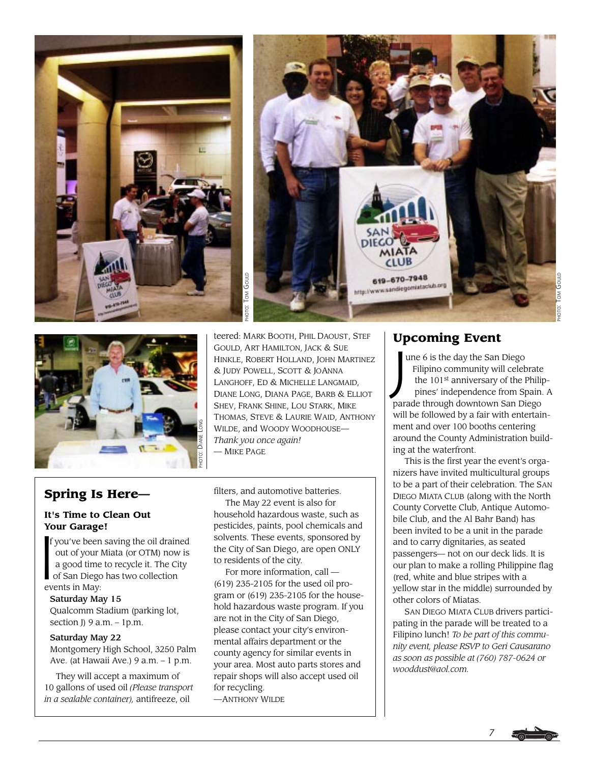teered: Mark Booth, Phil Daoust, Stef Gould, Art Hamilton, Jack & Sue Hinkle, Robert Holland, John Martinez & Judy Powell, Scott & JoAnna Langhoff, Ed & Michelle Langmaid, Diane Long, Diana Page, Barb & Elliot Shev, Frank Shine, Lou Stark, Mike Thomas, Steve & Laurie Waid, Anthony Wilde, and Woody Woodhouse—
*Thank you once again!*
— Mike Page

## Spring Is Here—

### It's Time to Clean Out Your Garage!

If you've been saving the oil drained out of your Miata (or OTM) now is a good time to recycle it. The City of San Diego has two collection events in May:

**Saturday May 15**
Qualcomm Stadium (parking lot, section J) 9 a.m. – 1p.m.

**Saturday May 22**
Montgomery High School, 3250 Palm Ave. (at Hawaii Ave.) 9 a.m. – 1 p.m.

They will accept a maximum of 10 gallons of used oil *(Please transport in a sealable container),* antifreeze, oil filters, and automotive batteries.

The May 22 event is also for household hazardous waste, such as pesticides, paints, pool chemicals and solvents. These events, sponsored by the City of San Diego, are open ONLY to residents of the city.

For more information, call — (619) 235-2105 for the used oil program or (619) 235-2105 for the household hazardous waste program. If you are not in the City of San Diego, please contact your city's environmental affairs department or the county agency for similar events in your area. Most auto parts stores and repair shops will also accept used oil for recycling.
—Anthony Wilde

## Upcoming Event

June 6 is the day the San Diego Filipino community will celebrate the 101st anniversary of the Philippines' independence from Spain. A parade through downtown San Diego will be followed by a fair with entertainment and over 100 booths centering around the County Administration building at the waterfront.

This is the first year the event's organizers have invited multicultural groups to be a part of their celebration. The San Diego Miata Club (along with the North County Corvette Club, Antique Automobile Club, and the Al Bahr Band) has been invited to be a unit in the parade and to carry dignitaries, as seated passengers— not on our deck lids. It is our plan to make a rolling Philippine flag (red, white and blue stripes with a yellow star in the middle) surrounded by other colors of Miatas.

San Diego Miata Club drivers participating in the parade will be treated to a Filipino lunch! *To be part of this community event, please RSVP to Geri Causarano as soon as possible at (760) 787-0624 or wooddust@aol.com.*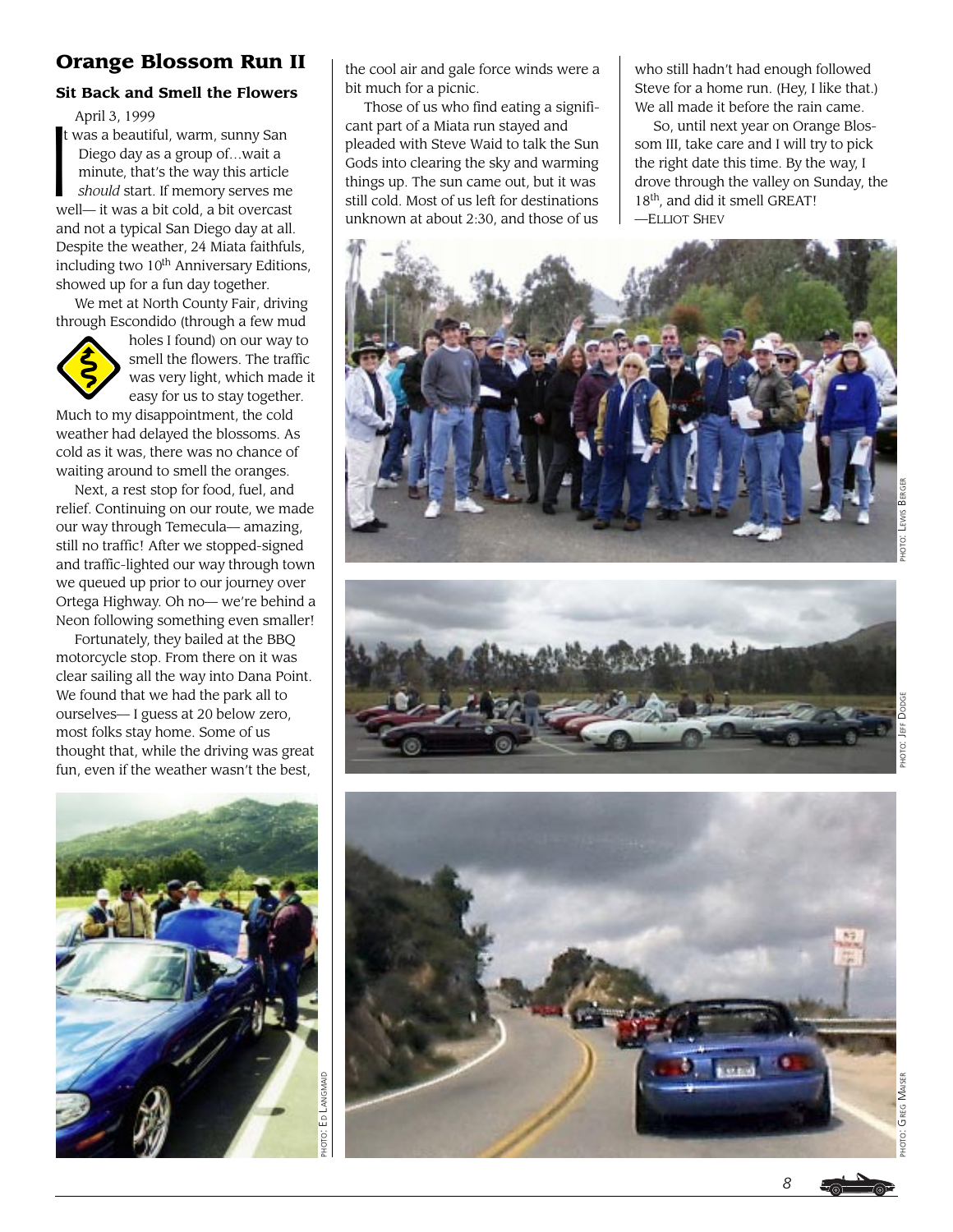## Orange Blossom Run II

### Sit Back and Smell the Flowers

April 3, 1999

It was a beautiful, warm, sunny San Diego day as a group of…wait a minute, that's the way this article *should* start. If memory serves me well— it was a bit cold, a bit overcast and not a typical San Diego day at all. Despite the weather, 24 Miata faithfuls, including two 10th Anniversary Editions, showed up for a fun day together.

We met at North County Fair, driving through Escondido (through a few mud holes I found) on our way to smell the flowers. The traffic was very light, which made it easy for us to stay together. Much to my disappointment, the cold weather had delayed the blossoms. As cold as it was, there was no chance of waiting around to smell the oranges.

Next, a rest stop for food, fuel, and relief. Continuing on our route, we made our way through Temecula— amazing, still no traffic! After we stopped-signed and traffic-lighted our way through town we queued up prior to our journey over Ortega Highway. Oh no— we're behind a Neon following something even smaller!

Fortunately, they bailed at the BBQ motorcycle stop. From there on it was clear sailing all the way into Dana Point. We found that we had the park all to ourselves— I guess at 20 below zero, most folks stay home. Some of us thought that, while the driving was great fun, even if the weather wasn't the best, the cool air and gale force winds were a bit much for a picnic.

Those of us who find eating a significant part of a Miata run stayed and pleaded with Steve Waid to talk the Sun Gods into clearing the sky and warming things up. The sun came out, but it was still cold. Most of us left for destinations unknown at about 2:30, and those of us who still hadn't had enough followed Steve for a home run. (Hey, I like that.) We all made it before the rain came.

So, until next year on Orange Blossom III, take care and I will try to pick the right date this time. By the way, I drove through the valley on Sunday, the 18th, and did it smell GREAT!

—Elliot Shev

Photo: Lewis Berger

Photo: Jeff Dodge

Photo: Ed Langmaid

Photo: Greg Maiser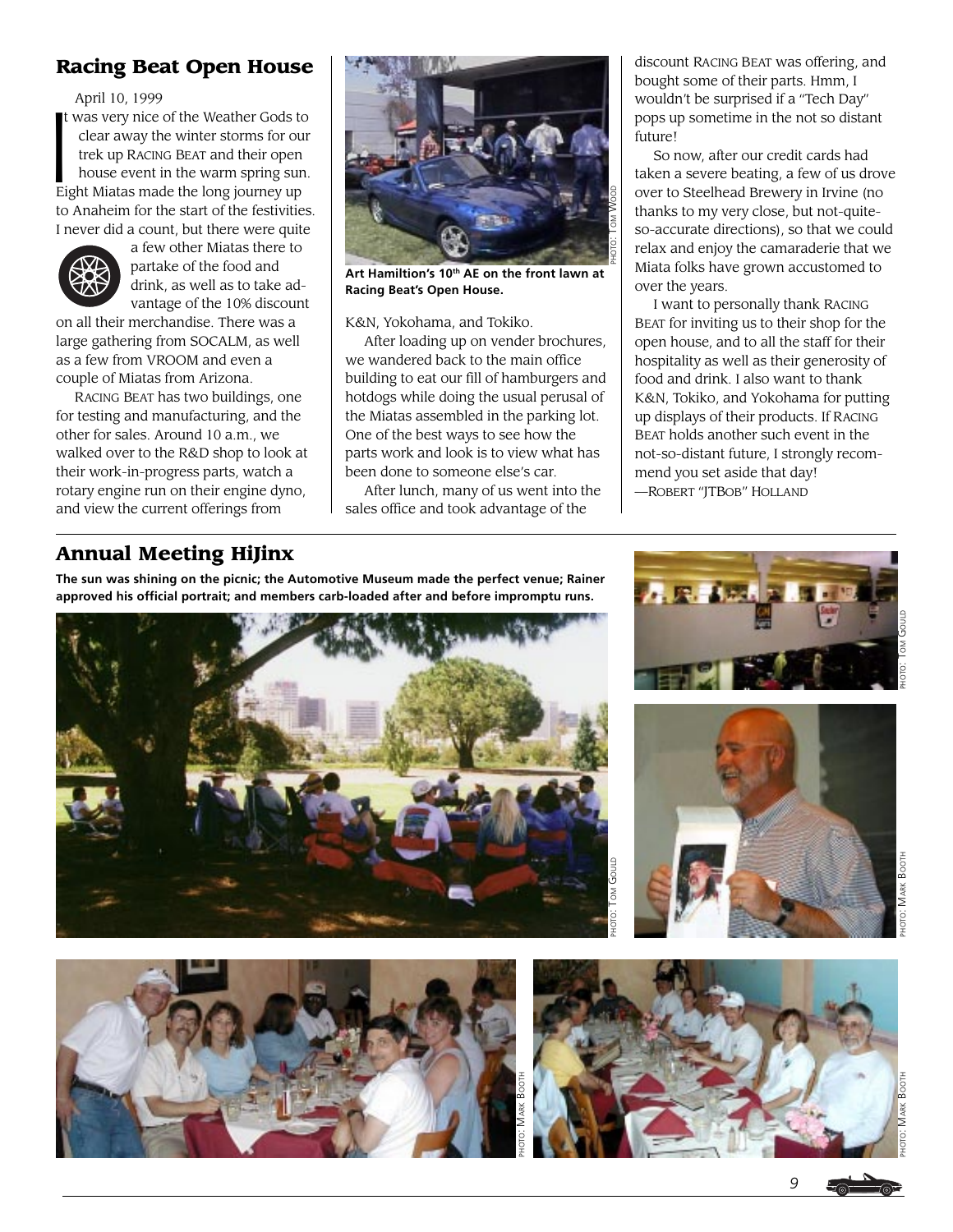## Racing Beat Open House

April 10, 1999

It was very nice of the Weather Gods to clear away the winter storms for our trek up RACING BEAT and their open house event in the warm spring sun. Eight Miatas made the long journey up to Anaheim for the start of the festivities. I never did a count, but there were quite a few other Miatas there to partake of the food and drink, as well as to take advantage of the 10% discount on all their merchandise. There was a large gathering from SOCALM, as well as a few from VROOM and even a couple of Miatas from Arizona.

RACING BEAT has two buildings, one for testing and manufacturing, and the other for sales. Around 10 a.m., we walked over to the R&D shop to look at their work-in-progress parts, watch a rotary engine run on their engine dyno, and view the current offerings from K&N, Yokohama, and Tokiko.

PHOTO: TOM WOOD

**Art Hamiltion's 10th AE on the front lawn at Racing Beat's Open House.**

After loading up on vender brochures, we wandered back to the main office building to eat our fill of hamburgers and hotdogs while doing the usual perusal of the Miatas assembled in the parking lot. One of the best ways to see how the parts work and look is to view what has been done to someone else's car.

After lunch, many of us went into the sales office and took advantage of the discount RACING BEAT was offering, and bought some of their parts. Hmm, I wouldn't be surprised if a "Tech Day" pops up sometime in the not so distant future!

So now, after our credit cards had taken a severe beating, a few of us drove over to Steelhead Brewery in Irvine (no thanks to my very close, but not-quite-so-accurate directions), so that we could relax and enjoy the camaraderie that we Miata folks have grown accustomed to over the years.

I want to personally thank RACING BEAT for inviting us to their shop for the open house, and to all the staff for their hospitality as well as their generosity of food and drink. I also want to thank K&N, Tokiko, and Yokohama for putting up displays of their products. If RACING BEAT holds another such event in the not-so-distant future, I strongly recommend you set aside that day!
—ROBERT "JTBOB" HOLLAND

## Annual Meeting HiJinx

**The sun was shining on the picnic; the Automotive Museum made the perfect venue; Rainer approved his official portrait; and members carb-loaded after and before impromptu runs.**

PHOTO: TOM GOULD

PHOTO: TOM GOULD

PHOTO: MARK BOOTH

PHOTO: MARK BOOTH

PHOTO: MARK BOOTH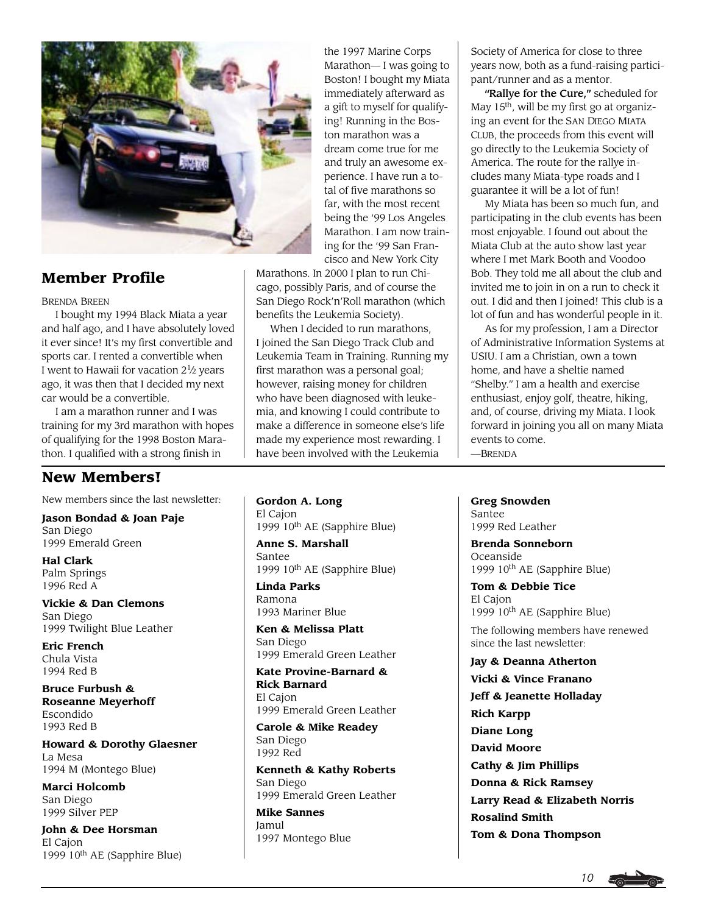## Member Profile

Brenda Breen

I bought my 1994 Black Miata a year and half ago, and I have absolutely loved it ever since! It's my first convertible and sports car. I rented a convertible when I went to Hawaii for vacation 2½ years ago, it was then that I decided my next car would be a convertible.

I am a marathon runner and I was training for my 3rd marathon with hopes of qualifying for the 1998 Boston Marathon. I qualified with a strong finish in the 1997 Marine Corps Marathon— I was going to Boston! I bought my Miata immediately afterward as a gift to myself for qualifying! Running in the Boston marathon was a dream come true for me and truly an awesome experience. I have run a total of five marathons so far, with the most recent being the '99 Los Angeles Marathon. I am now training for the '99 San Francisco and New York City Marathons. In 2000 I plan to run Chicago, possibly Paris, and of course the San Diego Rock'n'Roll marathon (which benefits the Leukemia Society).

When I decided to run marathons, I joined the San Diego Track Club and Leukemia Team in Training. Running my first marathon was a personal goal; however, raising money for children who have been diagnosed with leukemia, and knowing I could contribute to make a difference in someone else's life made my experience most rewarding. I have been involved with the Leukemia Society of America for close to three years now, both as a fund-raising participant/runner and as a mentor.

**"Rallye for the Cure,"** scheduled for May 15th, will be my first go at organizing an event for the San Diego Miata Club, the proceeds from this event will go directly to the Leukemia Society of America. The route for the rallye includes many Miata-type roads and I guarantee it will be a lot of fun!

My Miata has been so much fun, and participating in the club events has been most enjoyable. I found out about the Miata Club at the auto show last year where I met Mark Booth and Voodoo Bob. They told me all about the club and invited me to join in on a run to check it out. I did and then I joined! This club is a lot of fun and has wonderful people in it.

As for my profession, I am a Director of Administrative Information Systems at USIU. I am a Christian, own a town home, and have a sheltie named "Shelby." I am a health and exercise enthusiast, enjoy golf, theatre, hiking, and, of course, driving my Miata. I look forward in joining you all on many Miata events to come.

—Brenda

## New Members!

New members since the last newsletter:

**Jason Bondad & Joan Paje**
San Diego
1999 Emerald Green

**Hal Clark**
Palm Springs
1996 Red A

**Vickie & Dan Clemons**
San Diego
1999 Twilight Blue Leather

**Eric French**
Chula Vista
1994 Red B

**Bruce Furbush & Roseanne Meyerhoff**
Escondido
1993 Red B

**Howard & Dorothy Glaesner**
La Mesa
1994 M (Montego Blue)

**Marci Holcomb**
San Diego
1999 Silver PEP

**John & Dee Horsman**
El Cajon
1999 10th AE (Sapphire Blue)

**Gordon A. Long**
El Cajon
1999 10th AE (Sapphire Blue)

**Anne S. Marshall**
Santee
1999 10th AE (Sapphire Blue)

**Linda Parks**
Ramona
1993 Mariner Blue

**Ken & Melissa Platt**
San Diego
1999 Emerald Green Leather

**Kate Provine-Barnard & Rick Barnard**
El Cajon
1999 Emerald Green Leather

**Carole & Mike Readey**
San Diego
1992 Red

**Kenneth & Kathy Roberts**
San Diego
1999 Emerald Green Leather

**Mike Sannes**
Jamul
1997 Montego Blue

**Greg Snowden**
Santee
1999 Red Leather

**Brenda Sonneborn**
Oceanside
1999 10th AE (Sapphire Blue)

**Tom & Debbie Tice**
El Cajon
1999 10th AE (Sapphire Blue)

The following members have renewed since the last newsletter:

**Jay & Deanna Atherton**

**Vicki & Vince Franano**

**Jeff & Jeanette Holladay**

**Rich Karpp**

**Diane Long**

**David Moore**

**Cathy & Jim Phillips**

**Donna & Rick Ramsey**

**Larry Read & Elizabeth Norris**

**Rosalind Smith**

**Tom & Dona Thompson**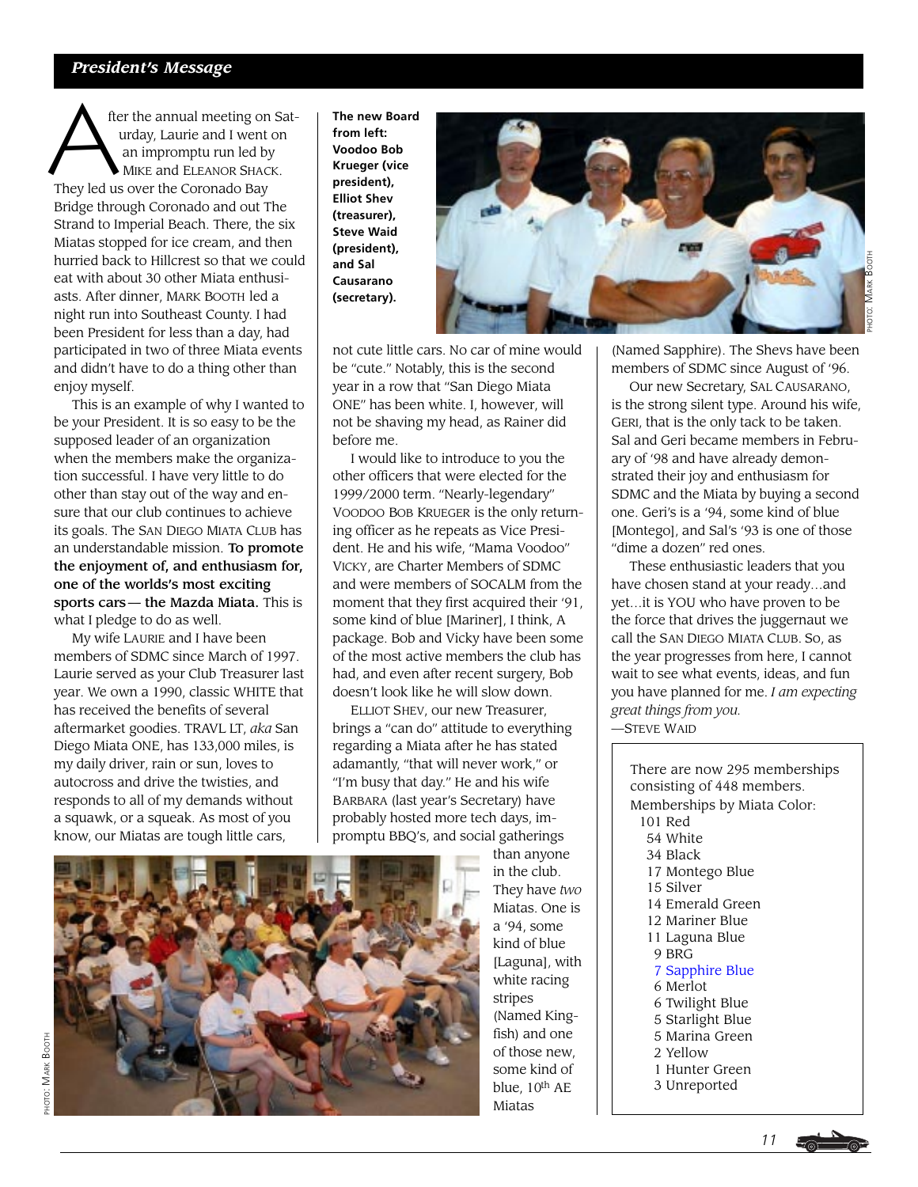## President's Message

After the annual meeting on Saturday, Laurie and I went on an impromptu run led by MIKE and ELEANOR SHACK. They led us over the Coronado Bay Bridge through Coronado and out The Strand to Imperial Beach. There, the six Miatas stopped for ice cream, and then hurried back to Hillcrest so that we could eat with about 30 other Miata enthusiasts. After dinner, MARK BOOTH led a night run into Southeast County. I had been President for less than a day, had participated in two of three Miata events and didn't have to do a thing other than enjoy myself.

This is an example of why I wanted to be your President. It is so easy to be the supposed leader of an organization when the members make the organization successful. I have very little to do other than stay out of the way and ensure that our club continues to achieve its goals. The SAN DIEGO MIATA CLUB has an understandable mission. **To promote the enjoyment of, and enthusiasm for, one of the worlds's most exciting sports cars— the Mazda Miata.** This is what I pledge to do as well.

My wife LAURIE and I have been members of SDMC since March of 1997. Laurie served as your Club Treasurer last year. We own a 1990, classic WHITE that has received the benefits of several aftermarket goodies. TRAVL LT, *aka* San Diego Miata ONE, has 133,000 miles, is my daily driver, rain or sun, loves to autocross and drive the twisties, and responds to all of my demands without a squawk, or a squeak. As most of you know, our Miatas are tough little cars, not cute little cars. No car of mine would be "cute." Notably, this is the second year in a row that "San Diego Miata ONE" has been white. I, however, will not be shaving my head, as Rainer did before me.

**The new Board from left: Voodoo Bob Krueger (vice president), Elliot Shev (treasurer), Steve Waid (president), and Sal Causarano (secretary).**

PHOTO: MARK BOOTH

I would like to introduce to you the other officers that were elected for the 1999/2000 term. "Nearly-legendary" VOODOO BOB KRUEGER is the only returning officer as he repeats as Vice President. He and his wife, "Mama Voodoo" VICKY, are Charter Members of SDMC and were members of SOCALM from the moment that they first acquired their '91, some kind of blue [Mariner], I think, A package. Bob and Vicky have been some of the most active members the club has had, and even after recent surgery, Bob doesn't look like he will slow down.

ELLIOT SHEV, our new Treasurer, brings a "can do" attitude to everything regarding a Miata after he has stated adamantly, "that will never work," or "I'm busy that day." He and his wife BARBARA (last year's Secretary) have probably hosted more tech days, impromptu BBQ's, and social gatherings than anyone in the club. They have *two* Miatas. One is a '94, some kind of blue [Laguna], with white racing stripes (Named Kingfish) and one of those new, some kind of blue, 10th AE Miatas (Named Sapphire). The Shevs have been members of SDMC since August of '96.

PHOTO: MARK BOOTH

Our new Secretary, SAL CAUSARANO, is the strong silent type. Around his wife, GERI, that is the only tack to be taken. Sal and Geri became members in February of '98 and have already demonstrated their joy and enthusiasm for SDMC and the Miata by buying a second one. Geri's is a '94, some kind of blue [Montego], and Sal's '93 is one of those "dime a dozen" red ones.

These enthusiastic leaders that you have chosen stand at your ready…and yet…it is YOU who have proven to be the force that drives the juggernaut we call the SAN DIEGO MIATA CLUB. So, as the year progresses from here, I cannot wait to see what events, ideas, and fun you have planned for me. *I am expecting great things from you.*

—STEVE WAID

There are now 295 memberships consisting of 448 members.
Memberships by Miata Color:

- 101 Red
- 54 White
- 34 Black
- 17 Montego Blue
- 15 Silver
- 14 Emerald Green
- 12 Mariner Blue
- 11 Laguna Blue
- 9 BRG
- 7 Sapphire Blue
- 6 Merlot
- 6 Twilight Blue
- 5 Starlight Blue
- 5 Marina Green
- 2 Yellow
- 1 Hunter Green
- 3 Unreported